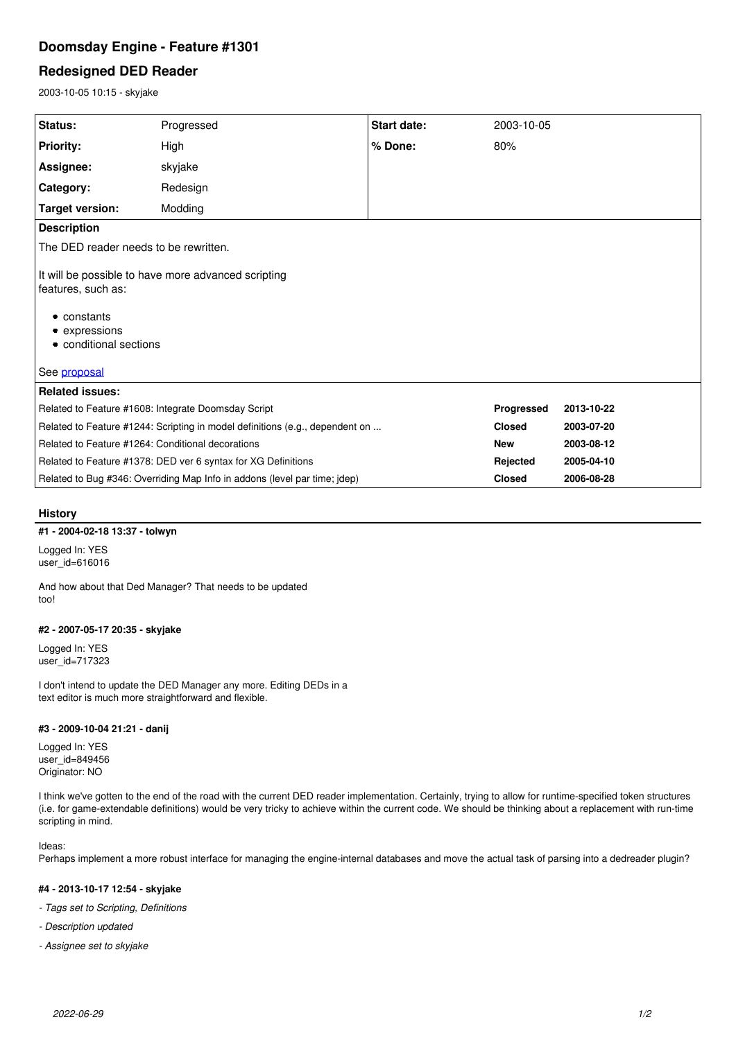# Doomsday Engine - Feature #1301

## Redesigned DED Reader

2003-10-05 10:15 - skyjake

| Status: | Progressed | Start date: | 2003-10-05 |
|---|---|---|---|
| Priority: | High | % Done: | 80% |
| Assignee: | skyjake | | |
| Category: | Redesign | | |
| Target version: | Modding | | |

**Description**

The DED reader needs to be rewritten.

It will be possible to have more advanced scripting features, such as:

- constants
- expressions
- conditional sections

See proposal

**Related issues:**

| Issue | Status | Date |
|---|---|---|
| Related to Feature #1608: Integrate Doomsday Script | Progressed | 2013-10-22 |
| Related to Feature #1244: Scripting in model definitions (e.g., dependent on ... | Closed | 2003-07-20 |
| Related to Feature #1264: Conditional decorations | New | 2003-08-12 |
| Related to Feature #1378: DED ver 6 syntax for XG Definitions | Rejected | 2005-04-10 |
| Related to Bug #346: Overriding Map Info in addons (level par time; jdep) | Closed | 2006-08-28 |

### History

#### #1 - 2004-02-18 13:37 - tolwyn

Logged In: YES
user_id=616016

And how about that Ded Manager? That needs to be updated too!

#### #2 - 2007-05-17 20:35 - skyjake

Logged In: YES
user_id=717323

I don't intend to update the DED Manager any more. Editing DEDs in a text editor is much more straightforward and flexible.

#### #3 - 2009-10-04 21:21 - danij

Logged In: YES
user_id=849456
Originator: NO

I think we've gotten to the end of the road with the current DED reader implementation. Certainly, trying to allow for runtime-specified token structures (i.e. for game-extendable definitions) would be very tricky to achieve within the current code. We should be thinking about a replacement with run-time scripting in mind.

Ideas:
Perhaps implement a more robust interface for managing the engine-internal databases and move the actual task of parsing into a dedreader plugin?

#### #4 - 2013-10-17 12:54 - skyjake

*- Tags set to Scripting, Definitions*

*- Description updated*

*- Assignee set to skyjake*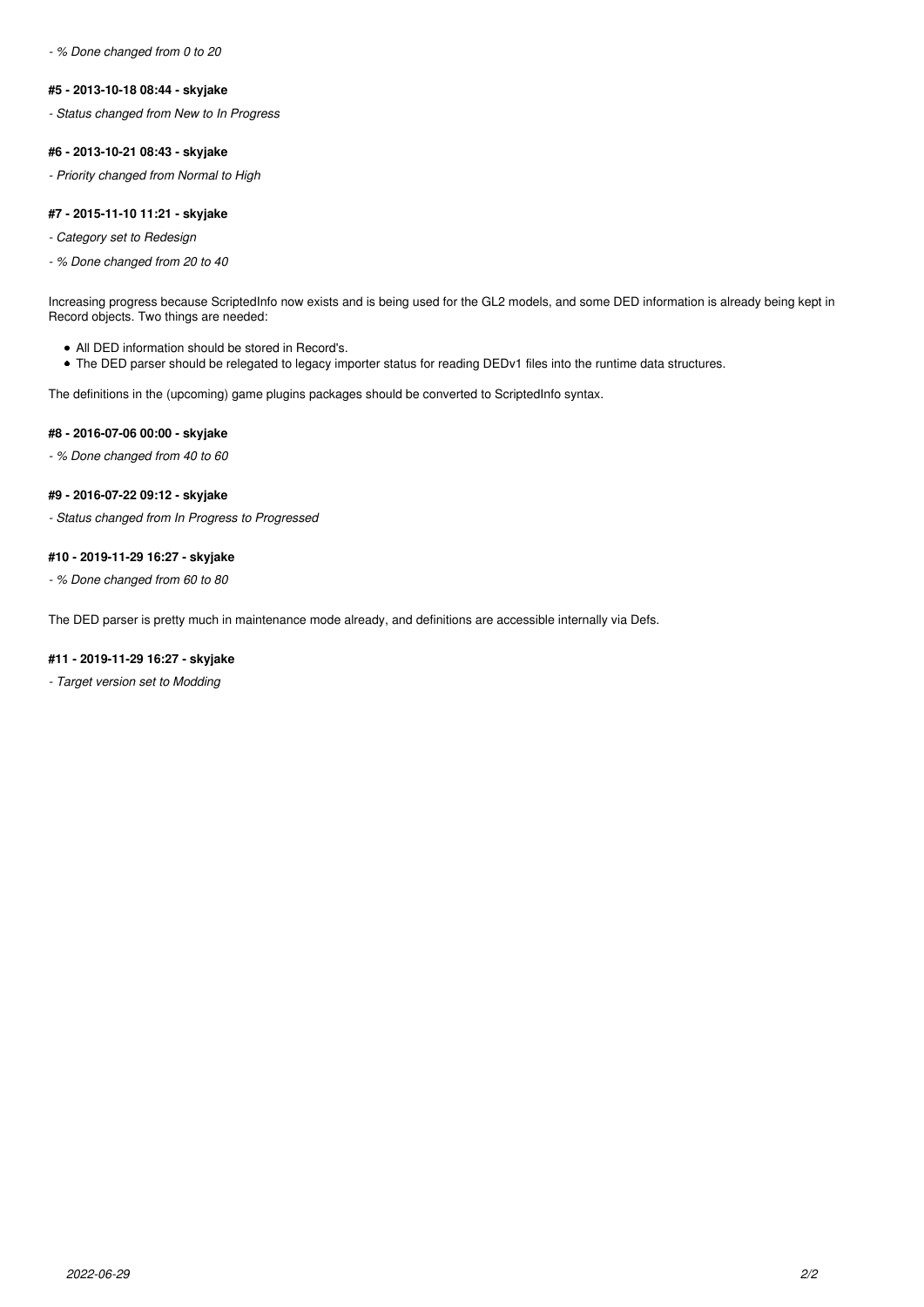*- % Done changed from 0 to 20*

#### #5 - 2013-10-18 08:44 - skyjake

*- Status changed from New to In Progress*

#### #6 - 2013-10-21 08:43 - skyjake

*- Priority changed from Normal to High*

#### #7 - 2015-11-10 11:21 - skyjake

*- Category set to Redesign*

*- % Done changed from 20 to 40*

Increasing progress because ScriptedInfo now exists and is being used for the GL2 models, and some DED information is already being kept in Record objects. Two things are needed:

- All DED information should be stored in Record's.
- The DED parser should be relegated to legacy importer status for reading DEDv1 files into the runtime data structures.

The definitions in the (upcoming) game plugins packages should be converted to ScriptedInfo syntax.

#### #8 - 2016-07-06 00:00 - skyjake

*- % Done changed from 40 to 60*

#### #9 - 2016-07-22 09:12 - skyjake

*- Status changed from In Progress to Progressed*

#### #10 - 2019-11-29 16:27 - skyjake

*- % Done changed from 60 to 80*

The DED parser is pretty much in maintenance mode already, and definitions are accessible internally via Defs.

#### #11 - 2019-11-29 16:27 - skyjake

*- Target version set to Modding*